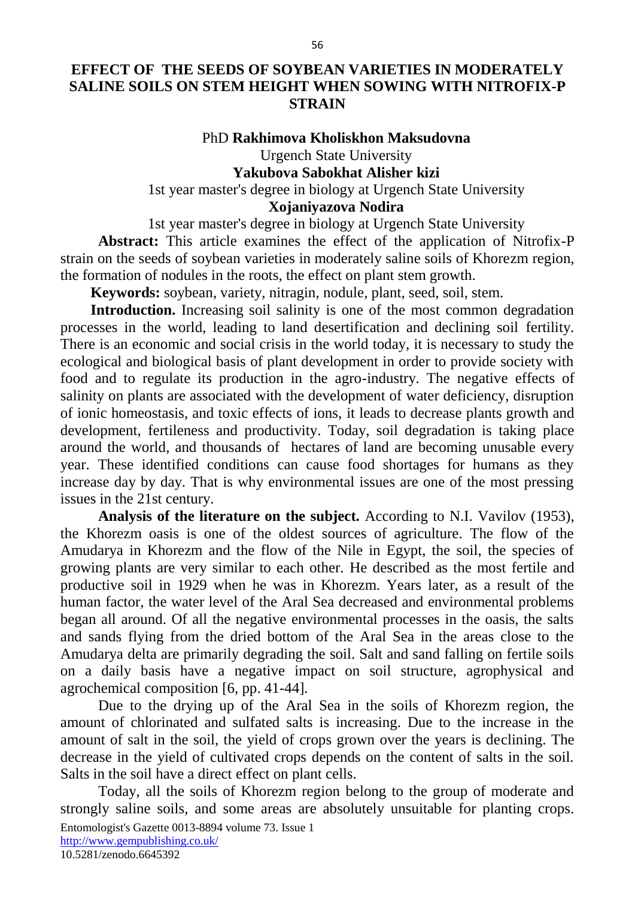# EFFECT OF THE SEEDS OF SOYBEAN VARIETIES IN MODERATELY SALINE SOILS ON STEM HEIGHT WHEN SOWING WITH NITROFIX-P STRAIN

PhD **Rakhimova Kholiskhon Maksudovna**
Urgench State University
**Yakubova Sabokhat Alisher kizi**
1st year master's degree in biology at Urgench State University
**Xojaniyazova Nodira**
1st year master's degree in biology at Urgench State University

**Abstract:** This article examines the effect of the application of Nitrofix-P strain on the seeds of soybean varieties in moderately saline soils of Khorezm region, the formation of nodules in the roots, the effect on plant stem growth.

**Keywords:** soybean, variety, nitragin, nodule, plant, seed, soil, stem.

**Introduction.** Increasing soil salinity is one of the most common degradation processes in the world, leading to land desertification and declining soil fertility. There is an economic and social crisis in the world today, it is necessary to study the ecological and biological basis of plant development in order to provide society with food and to regulate its production in the agro-industry. The negative effects of salinity on plants are associated with the development of water deficiency, disruption of ionic homeostasis, and toxic effects of ions, it leads to decrease plants growth and development, fertileness and productivity. Today, soil degradation is taking place around the world, and thousands of hectares of land are becoming unusable every year. These identified conditions can cause food shortages for humans as they increase day by day. That is why environmental issues are one of the most pressing issues in the 21st century.

**Analysis of the literature on the subject.** According to N.I. Vavilov (1953), the Khorezm oasis is one of the oldest sources of agriculture. The flow of the Amudarya in Khorezm and the flow of the Nile in Egypt, the soil, the species of growing plants are very similar to each other. He described as the most fertile and productive soil in 1929 when he was in Khorezm. Years later, as a result of the human factor, the water level of the Aral Sea decreased and environmental problems began all around. Of all the negative environmental processes in the oasis, the salts and sands flying from the dried bottom of the Aral Sea in the areas close to the Amudarya delta are primarily degrading the soil. Salt and sand falling on fertile soils on a daily basis have a negative impact on soil structure, agrophysical and agrochemical composition [6, pp. 41-44].

Due to the drying up of the Aral Sea in the soils of Khorezm region, the amount of chlorinated and sulfated salts is increasing. Due to the increase in the amount of salt in the soil, the yield of crops grown over the years is declining. The decrease in the yield of cultivated crops depends on the content of salts in the soil. Salts in the soil have a direct effect on plant cells.

Today, all the soils of Khorezm region belong to the group of moderate and strongly saline soils, and some areas are absolutely unsuitable for planting crops.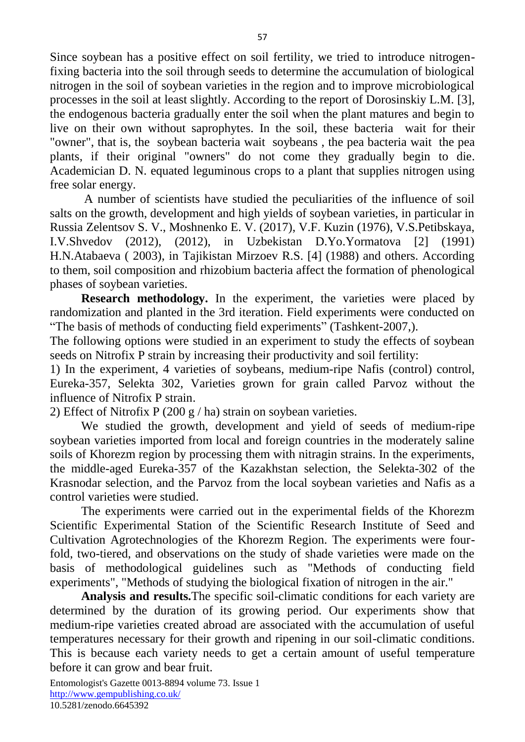Since soybean has a positive effect on soil fertility, we tried to introduce nitrogen-fixing bacteria into the soil through seeds to determine the accumulation of biological nitrogen in the soil of soybean varieties in the region and to improve microbiological processes in the soil at least slightly. According to the report of Dorosinskiy L.M. [3], the endogenous bacteria gradually enter the soil when the plant matures and begin to live on their own without saprophytes. In the soil, these bacteria wait for their "owner", that is, the soybean bacteria wait soybeans , the pea bacteria wait the pea plants, if their original "owners" do not come they gradually begin to die. Academician D. N. equated leguminous crops to a plant that supplies nitrogen using free solar energy.

A number of scientists have studied the peculiarities of the influence of soil salts on the growth, development and high yields of soybean varieties, in particular in Russia Zelentsov S. V., Moshnenko E. V. (2017), V.F. Kuzin (1976), V.S.Petibskaya, I.V.Shvedov (2012), (2012), in Uzbekistan D.Yo.Yormatova [2] (1991) H.N.Atabaeva ( 2003), in Tajikistan Mirzoev R.S. [4] (1988) and others. According to them, soil composition and rhizobium bacteria affect the formation of phenological phases of soybean varieties.

**Research methodology.** In the experiment, the varieties were placed by randomization and planted in the 3rd iteration. Field experiments were conducted on "The basis of methods of conducting field experiments" (Tashkent-2007,).

The following options were studied in an experiment to study the effects of soybean seeds on Nitrofix P strain by increasing their productivity and soil fertility:

1) In the experiment, 4 varieties of soybeans, medium-ripe Nafis (control) control, Eureka-357, Selekta 302, Varieties grown for grain called Parvoz without the influence of Nitrofix P strain.

2) Effect of Nitrofix P (200 g / ha) strain on soybean varieties.

We studied the growth, development and yield of seeds of medium-ripe soybean varieties imported from local and foreign countries in the moderately saline soils of Khorezm region by processing them with nitragin strains. In the experiments, the middle-aged Eureka-357 of the Kazakhstan selection, the Selekta-302 of the Krasnodar selection, and the Parvoz from the local soybean varieties and Nafis as a control varieties were studied.

The experiments were carried out in the experimental fields of the Khorezm Scientific Experimental Station of the Scientific Research Institute of Seed and Cultivation Agrotechnologies of the Khorezm Region. The experiments were four-fold, two-tiered, and observations on the study of shade varieties were made on the basis of methodological guidelines such as "Methods of conducting field experiments", "Methods of studying the biological fixation of nitrogen in the air."

**Analysis and results.**The specific soil-climatic conditions for each variety are determined by the duration of its growing period. Our experiments show that medium-ripe varieties created abroad are associated with the accumulation of useful temperatures necessary for their growth and ripening in our soil-climatic conditions. This is because each variety needs to get a certain amount of useful temperature before it can grow and bear fruit.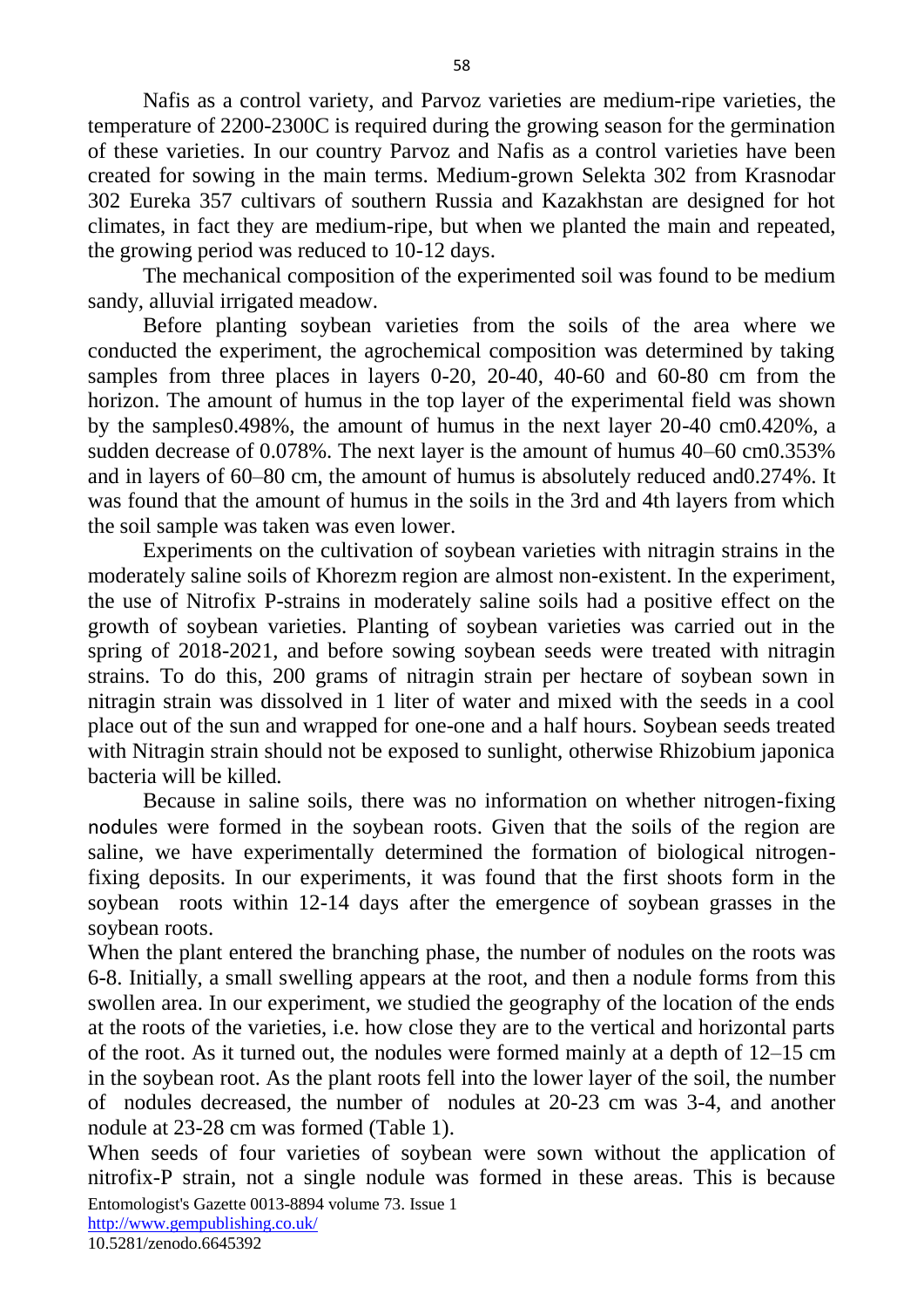Nafis as a control variety, and Parvoz varieties are medium-ripe varieties, the temperature of 2200-2300C is required during the growing season for the germination of these varieties. In our country Parvoz and Nafis as a control varieties have been created for sowing in the main terms. Medium-grown Selekta 302 from Krasnodar 302 Eureka 357 cultivars of southern Russia and Kazakhstan are designed for hot climates, in fact they are medium-ripe, but when we planted the main and repeated, the growing period was reduced to 10-12 days.

The mechanical composition of the experimented soil was found to be medium sandy, alluvial irrigated meadow.

Before planting soybean varieties from the soils of the area where we conducted the experiment, the agrochemical composition was determined by taking samples from three places in layers 0-20, 20-40, 40-60 and 60-80 cm from the horizon. The amount of humus in the top layer of the experimental field was shown by the samples0.498%, the amount of humus in the next layer 20-40 cm0.420%, a sudden decrease of 0.078%. The next layer is the amount of humus 40–60 cm0.353% and in layers of 60–80 cm, the amount of humus is absolutely reduced and0.274%. It was found that the amount of humus in the soils in the 3rd and 4th layers from which the soil sample was taken was even lower.

Experiments on the cultivation of soybean varieties with nitragin strains in the moderately saline soils of Khorezm region are almost non-existent. In the experiment, the use of Nitrofix P-strains in moderately saline soils had a positive effect on the growth of soybean varieties. Planting of soybean varieties was carried out in the spring of 2018-2021, and before sowing soybean seeds were treated with nitragin strains. To do this, 200 grams of nitragin strain per hectare of soybean sown in nitragin strain was dissolved in 1 liter of water and mixed with the seeds in a cool place out of the sun and wrapped for one-one and a half hours. Soybean seeds treated with Nitragin strain should not be exposed to sunlight, otherwise Rhizobium japonica bacteria will be killed.

Because in saline soils, there was no information on whether nitrogen-fixing nodules were formed in the soybean roots. Given that the soils of the region are saline, we have experimentally determined the formation of biological nitrogen-fixing deposits. In our experiments, it was found that the first shoots form in the soybean roots within 12-14 days after the emergence of soybean grasses in the soybean roots.

When the plant entered the branching phase, the number of nodules on the roots was 6-8. Initially, a small swelling appears at the root, and then a nodule forms from this swollen area. In our experiment, we studied the geography of the location of the ends at the roots of the varieties, i.e. how close they are to the vertical and horizontal parts of the root. As it turned out, the nodules were formed mainly at a depth of 12–15 cm in the soybean root. As the plant roots fell into the lower layer of the soil, the number of nodules decreased, the number of nodules at 20-23 cm was 3-4, and another nodule at 23-28 cm was formed (Table 1).

When seeds of four varieties of soybean were sown without the application of nitrofix-P strain, not a single nodule was formed in these areas. This is because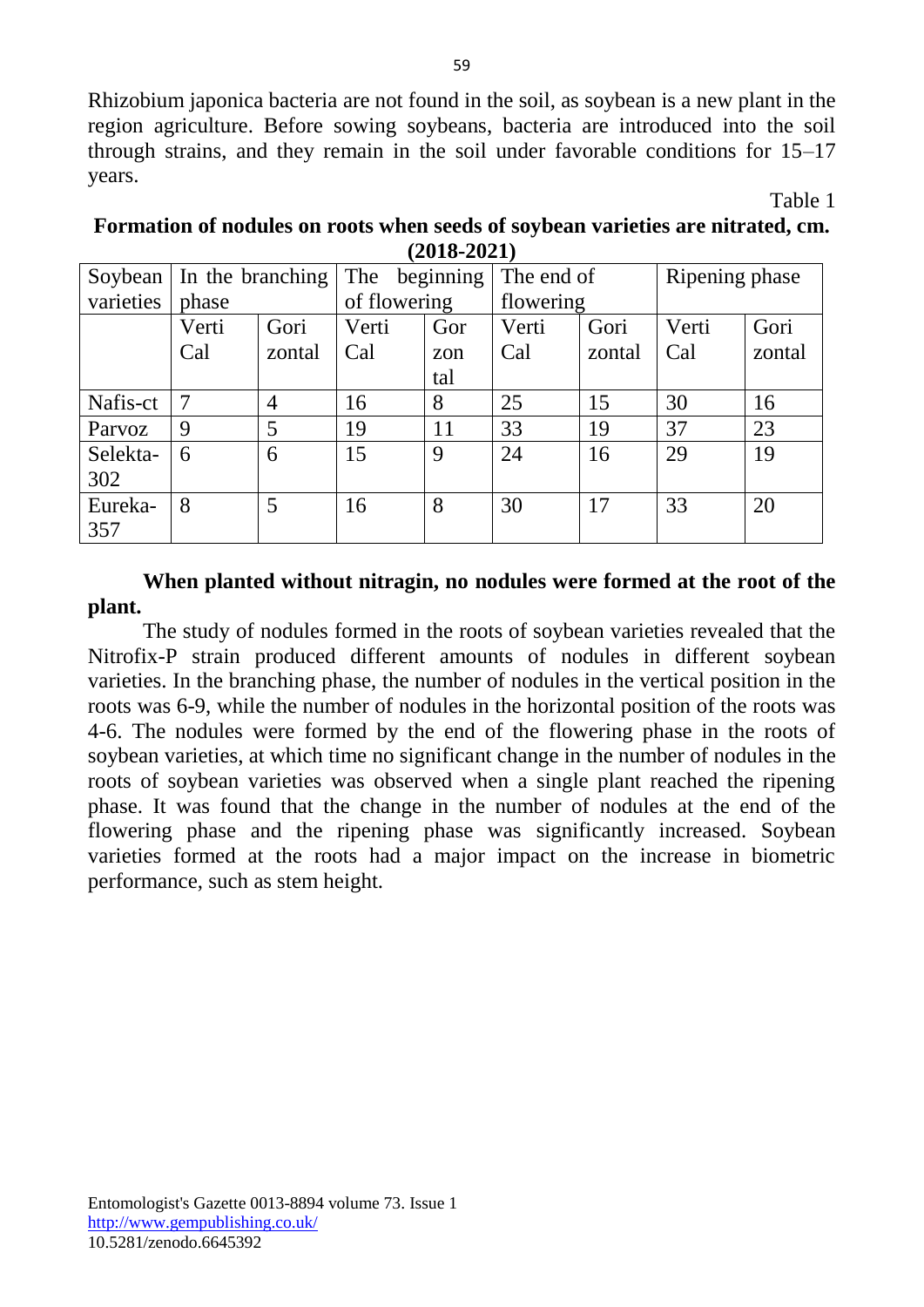Rhizobium japonica bacteria are not found in the soil, as soybean is a new plant in the region agriculture. Before sowing soybeans, bacteria are introduced into the soil through strains, and they remain in the soil under favorable conditions for 15–17 years.

Table 1

**Formation of nodules on roots when seeds of soybean varieties are nitrated, cm. (2018-2021)**

| Soybean varieties | In the branching phase | | The beginning of flowering | | The end of flowering | | Ripening phase | |
|---|---|---|---|---|---|---|---|---|
| | Verti Cal | Gori zontal | Verti Cal | Gor zon tal | Verti Cal | Gori zontal | Verti Cal | Gori zontal |
| Nafis-ct | 7 | 4 | 16 | 8 | 25 | 15 | 30 | 16 |
| Parvoz | 9 | 5 | 19 | 11 | 33 | 19 | 37 | 23 |
| Selekta-302 | 6 | 6 | 15 | 9 | 24 | 16 | 29 | 19 |
| Eureka-357 | 8 | 5 | 16 | 8 | 30 | 17 | 33 | 20 |

**When planted without nitragin, no nodules were formed at the root of the plant.**

The study of nodules formed in the roots of soybean varieties revealed that the Nitrofix-P strain produced different amounts of nodules in different soybean varieties. In the branching phase, the number of nodules in the vertical position in the roots was 6-9, while the number of nodules in the horizontal position of the roots was 4-6. The nodules were formed by the end of the flowering phase in the roots of soybean varieties, at which time no significant change in the number of nodules in the roots of soybean varieties was observed when a single plant reached the ripening phase. It was found that the change in the number of nodules at the end of the flowering phase and the ripening phase was significantly increased. Soybean varieties formed at the roots had a major impact on the increase in biometric performance, such as stem height.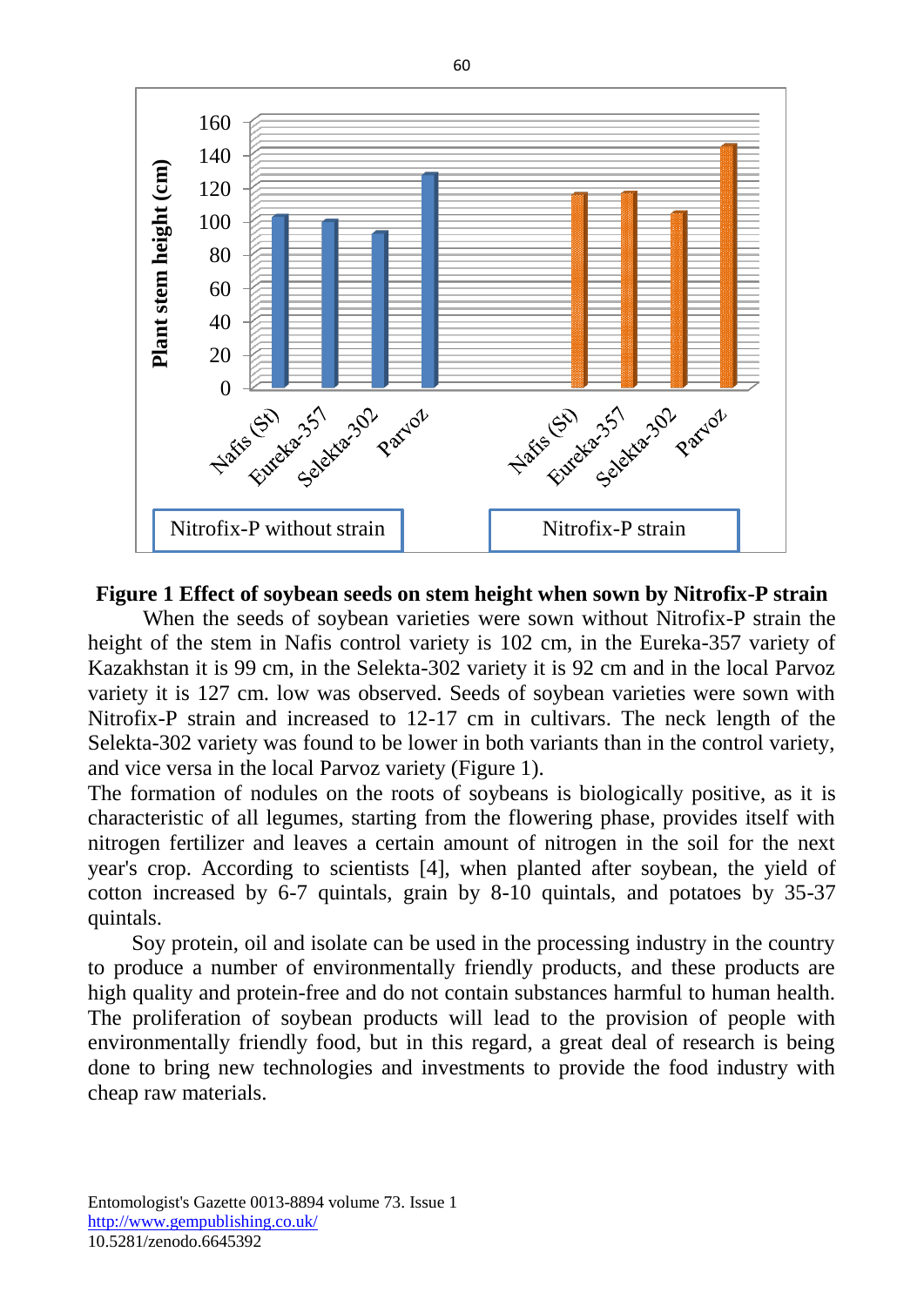**Figure 1 Effect of soybean seeds on stem height when sown by Nitrofix-P strain**

When the seeds of soybean varieties were sown without Nitrofix-P strain the height of the stem in Nafis control variety is 102 cm, in the Eureka-357 variety of Kazakhstan it is 99 cm, in the Selekta-302 variety it is 92 cm and in the local Parvoz variety it is 127 cm. low was observed. Seeds of soybean varieties were sown with Nitrofix-P strain and increased to 12-17 cm in cultivars. The neck length of the Selekta-302 variety was found to be lower in both variants than in the control variety, and vice versa in the local Parvoz variety (Figure 1).

The formation of nodules on the roots of soybeans is biologically positive, as it is characteristic of all legumes, starting from the flowering phase, provides itself with nitrogen fertilizer and leaves a certain amount of nitrogen in the soil for the next year's crop. According to scientists [4], when planted after soybean, the yield of cotton increased by 6-7 quintals, grain by 8-10 quintals, and potatoes by 35-37 quintals.

Soy protein, oil and isolate can be used in the processing industry in the country to produce a number of environmentally friendly products, and these products are high quality and protein-free and do not contain substances harmful to human health. The proliferation of soybean products will lead to the provision of people with environmentally friendly food, but in this regard, a great deal of research is being done to bring new technologies and investments to provide the food industry with cheap raw materials.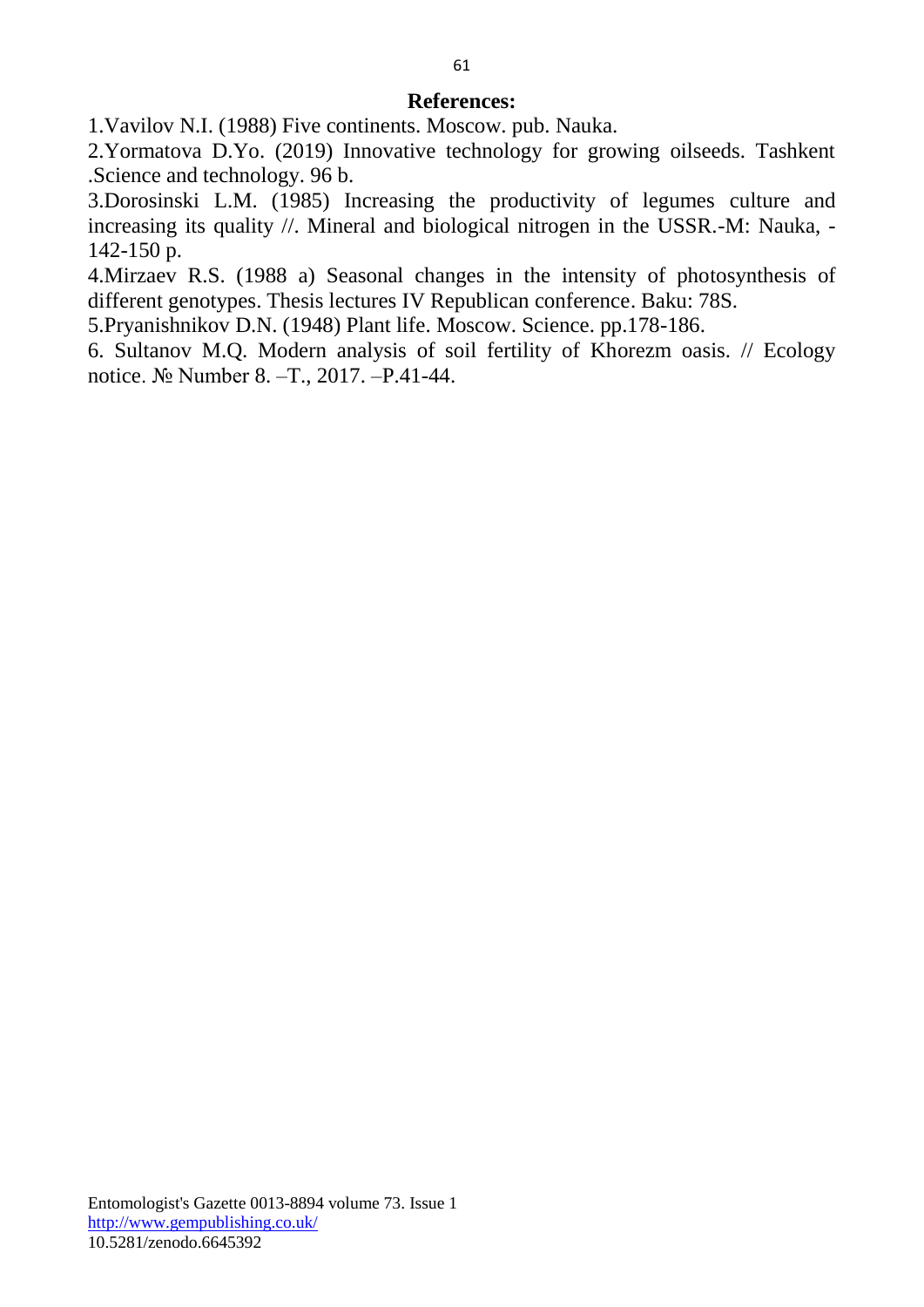## References:

1.Vavilov N.I. (1988) Five continents. Moscow. pub. Nauka.

2.Yormatova D.Yo. (2019) Innovative technology for growing oilseeds. Tashkent .Science and technology. 96 b.

3.Dorosinski L.M. (1985) Increasing the productivity of legumes culture and increasing its quality //. Mineral and biological nitrogen in the USSR.-M: Nauka, -142-150 p.

4.Mirzaev R.S. (1988 a) Seasonal changes in the intensity of photosynthesis of different genotypes. Thesis lectures IV Republican conference. Baku: 78S.

5.Pryanishnikov D.N. (1948) Plant life. Moscow. Science. pp.178-186.

6. Sultanov M.Q. Modern analysis of soil fertility of Khorezm oasis. // Ecology notice. № Number 8. –T., 2017. –P.41-44.